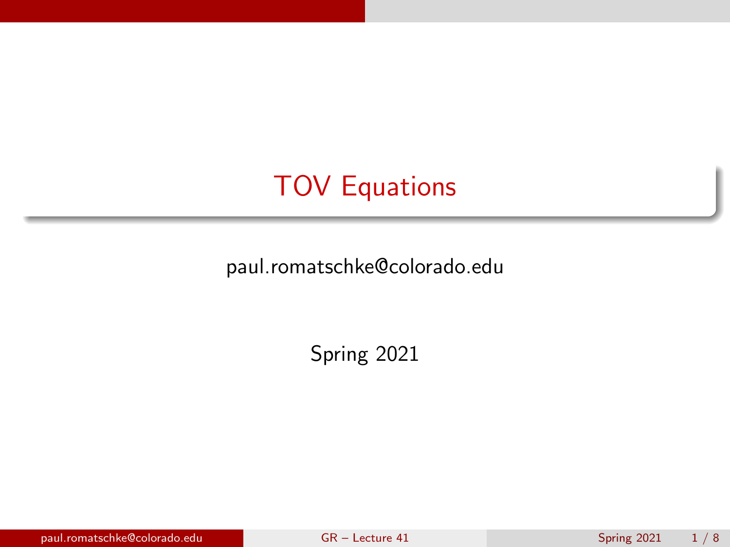# TOV Equations

paul.romatschke@colorado.edu

Spring 2021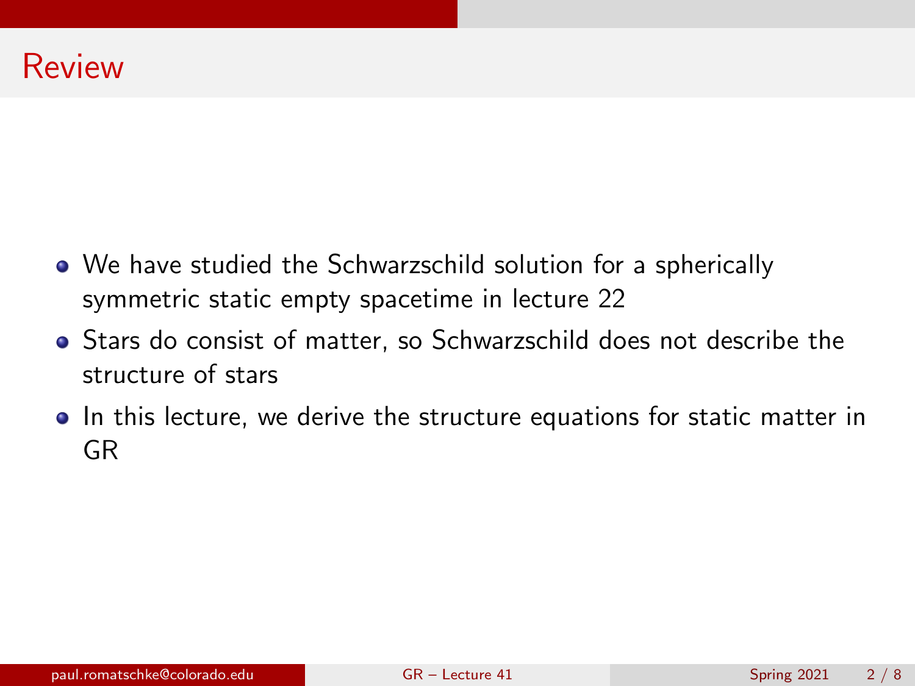# Review

- We have studied the Schwarzschild solution for a spherically symmetric static empty spacetime in lecture 22
- Stars do consist of matter, so Schwarzschild does not describe the structure of stars
- In this lecture, we derive the structure equations for static matter in GR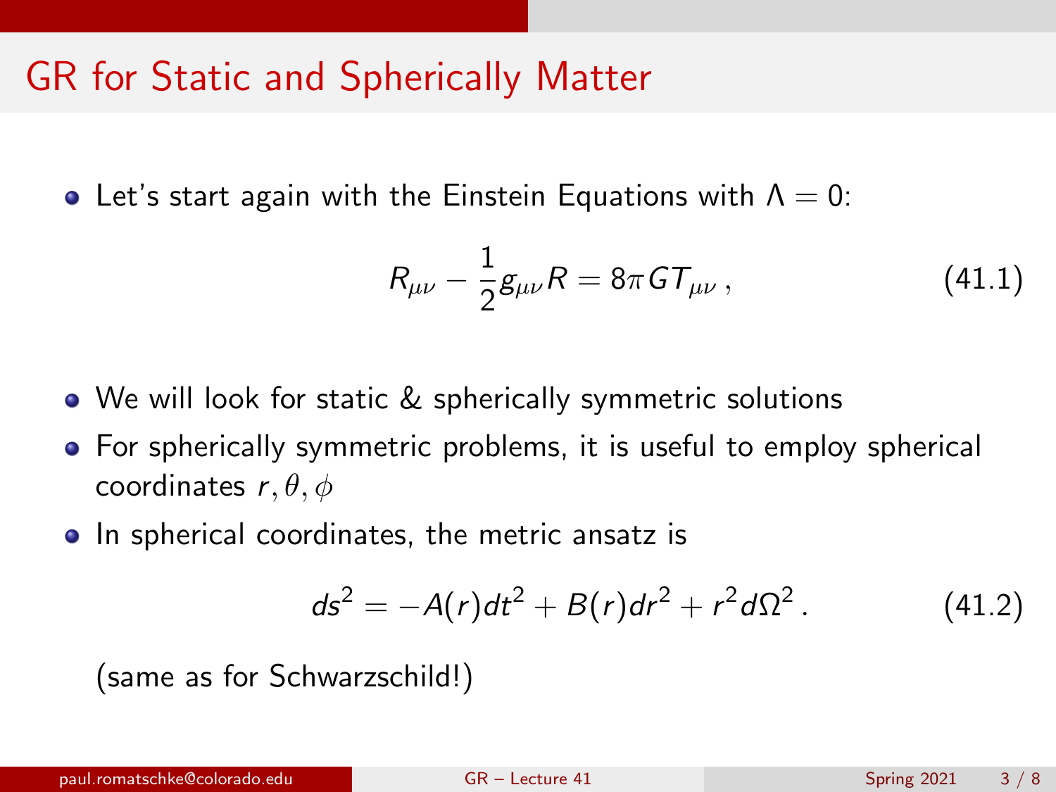# GR for Static and Spherically Matter

- Let's start again with the Einstein Equations with $\Lambda = 0$:

$$R_{\mu\nu} - \frac{1}{2} g_{\mu\nu} R = 8\pi G T_{\mu\nu} \,, \tag{41.1}$$

- We will look for static & spherically symmetric solutions
- For spherically symmetric problems, it is useful to employ spherical coordinates $r, \theta, \phi$
- In spherical coordinates, the metric ansatz is

$$ds^2 = -A(r) dt^2 + B(r) dr^2 + r^2 d\Omega^2 \,. \tag{41.2}$$

(same as for Schwarzschild!)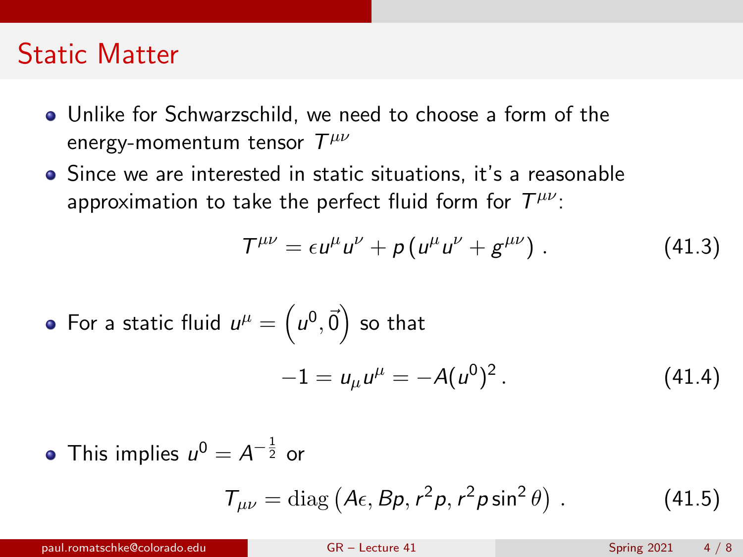## Static Matter

- Unlike for Schwarzschild, we need to choose a form of the energy-momentum tensor $T^{\mu\nu}$
- Since we are interested in static situations, it's a reasonable approximation to take the perfect fluid form for $T^{\mu\nu}$:

$$T^{\mu\nu} = \epsilon u^\mu u^\nu + p\left(u^\mu u^\nu + g^{\mu\nu}\right)\,. \tag{41.3}$$

- For a static fluid $u^\mu = \left(u^0, \vec{0}\right)$ so that

$$-1 = u_\mu u^\mu = -A(u^0)^2\,. \tag{41.4}$$

- This implies $u^0 = A^{-\frac{1}{2}}$ or

$$T_{\mu\nu} = \mathrm{diag}\left(A\epsilon, Bp, r^2 p, r^2 p \sin^2\theta\right)\,. \tag{41.5}$$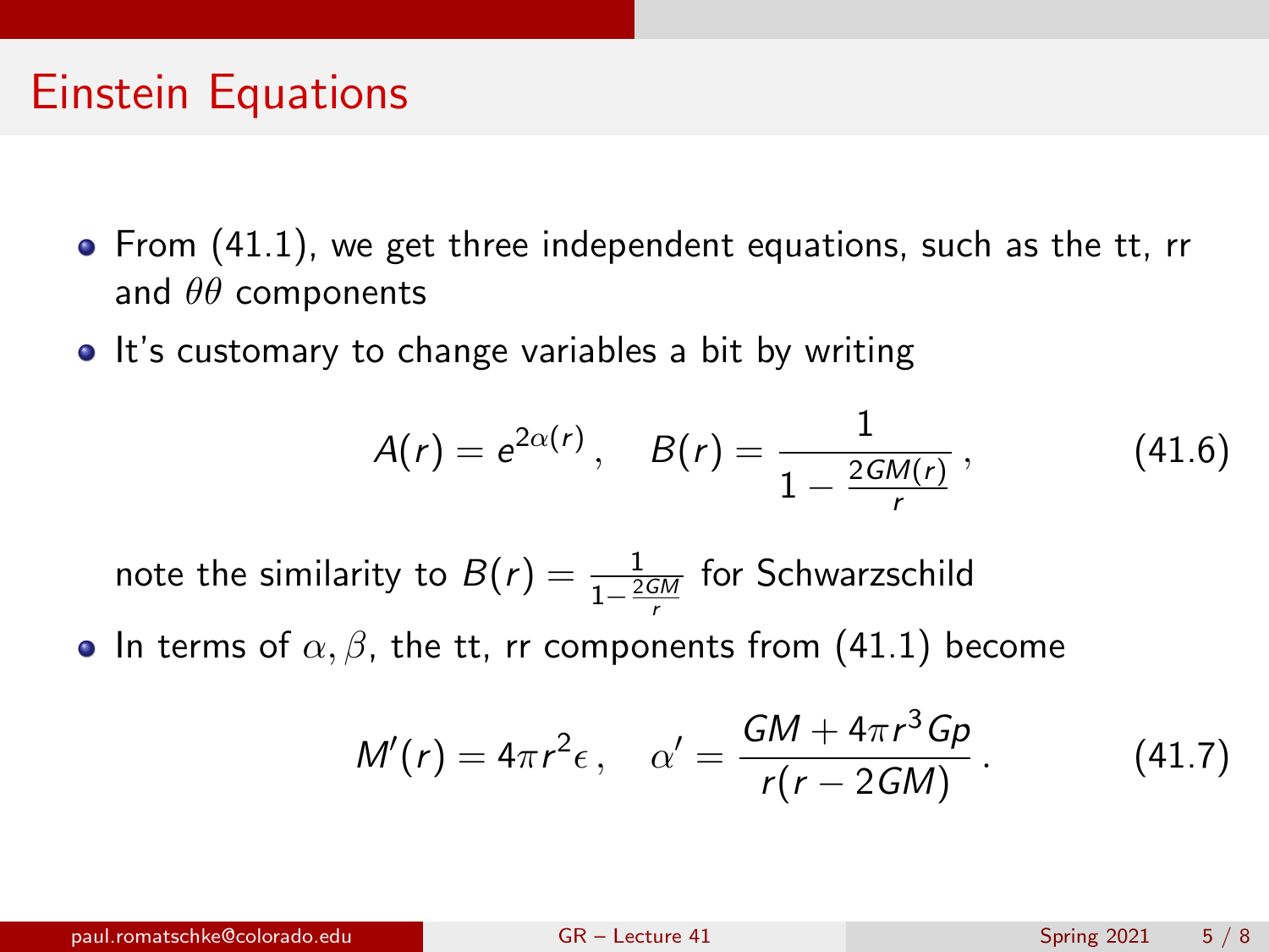# Einstein Equations

- From (41.1), we get three independent equations, such as the tt, rr and $\theta\theta$ components
- It's customary to change variables a bit by writing

$$A(r) = e^{2\alpha(r)}\,, \quad B(r) = \frac{1}{1 - \frac{2GM(r)}{r}}\,, \tag{41.6}$$

  note the similarity to $B(r) = \frac{1}{1-\frac{2GM}{r}}$ for Schwarzschild

- In terms of $\alpha, \beta$, the tt, rr components from (41.1) become

$$M'(r) = 4\pi r^2 \epsilon\,, \quad \alpha' = \frac{GM + 4\pi r^3 Gp}{r(r-2GM)}\,. \tag{41.7}$$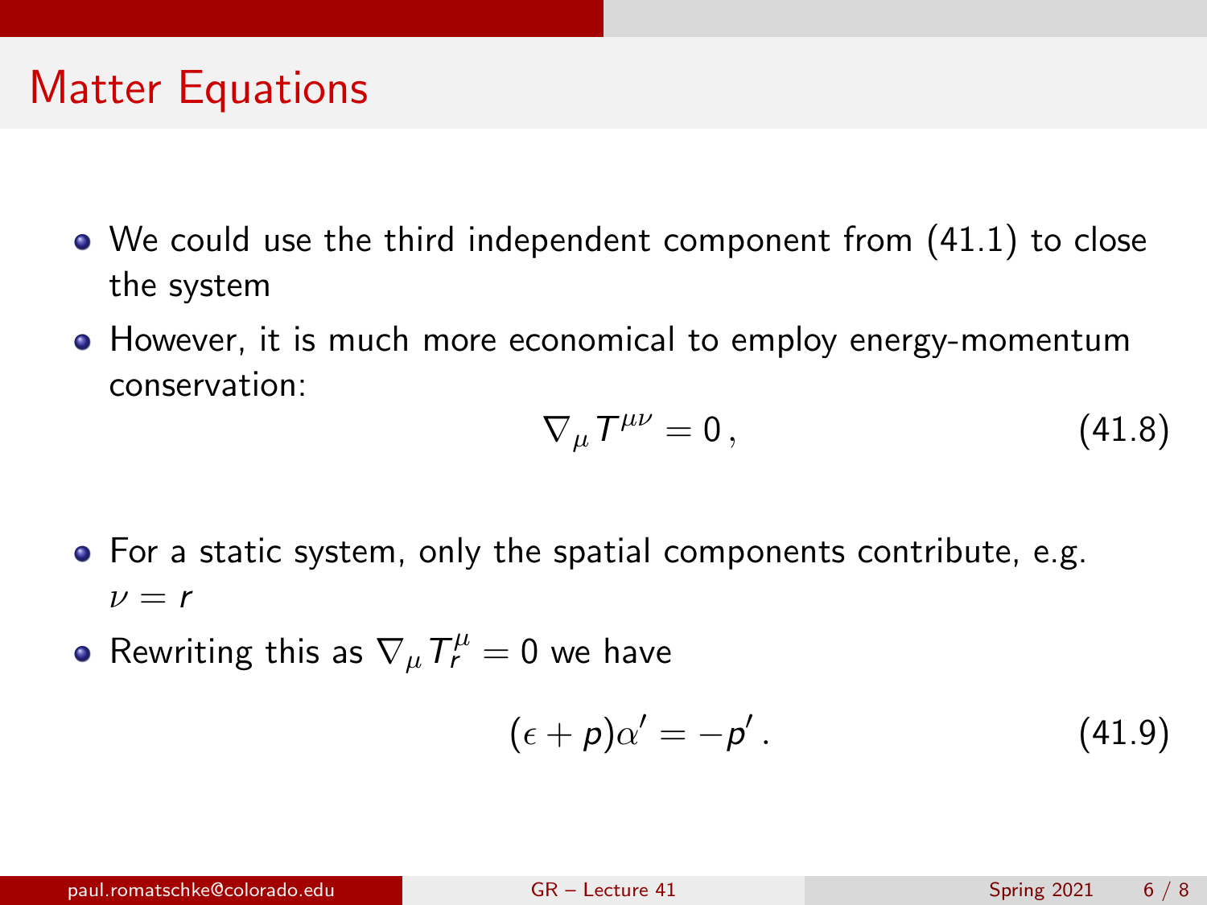# Matter Equations

- We could use the third independent component from (41.1) to close the system
- However, it is much more economical to employ energy-momentum conservation:

$$\nabla_\mu T^{\mu\nu} = 0 \,, \tag{41.8}$$

- For a static system, only the spatial components contribute, e.g. $\nu = r$
- Rewriting this as $\nabla_\mu T^\mu_r = 0$ we have

$$(\epsilon + p)\alpha' = -p' \,. \tag{41.9}$$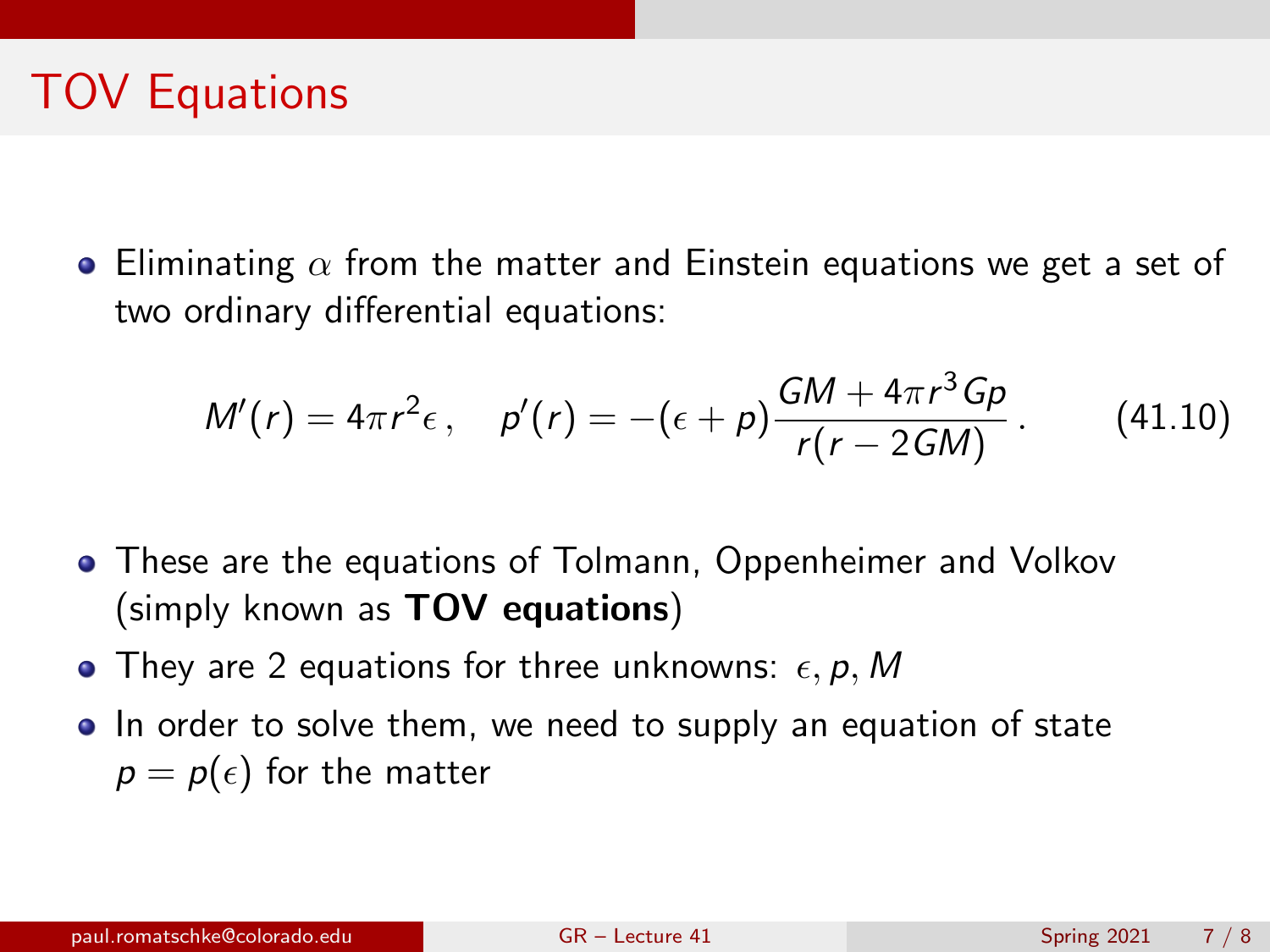# TOV Equations

- Eliminating $\alpha$ from the matter and Einstein equations we get a set of two ordinary differential equations:

$$M'(r) = 4\pi r^2 \epsilon \,, \quad p'(r) = -(\epsilon + p)\frac{GM + 4\pi r^3 G p}{r(r - 2GM)} \,. \qquad (41.10)$$

- These are the equations of Tolmann, Oppenheimer and Volkov (simply known as **TOV equations**)
- They are 2 equations for three unknowns: $\epsilon, p, M$
- In order to solve them, we need to supply an equation of state $p = p(\epsilon)$ for the matter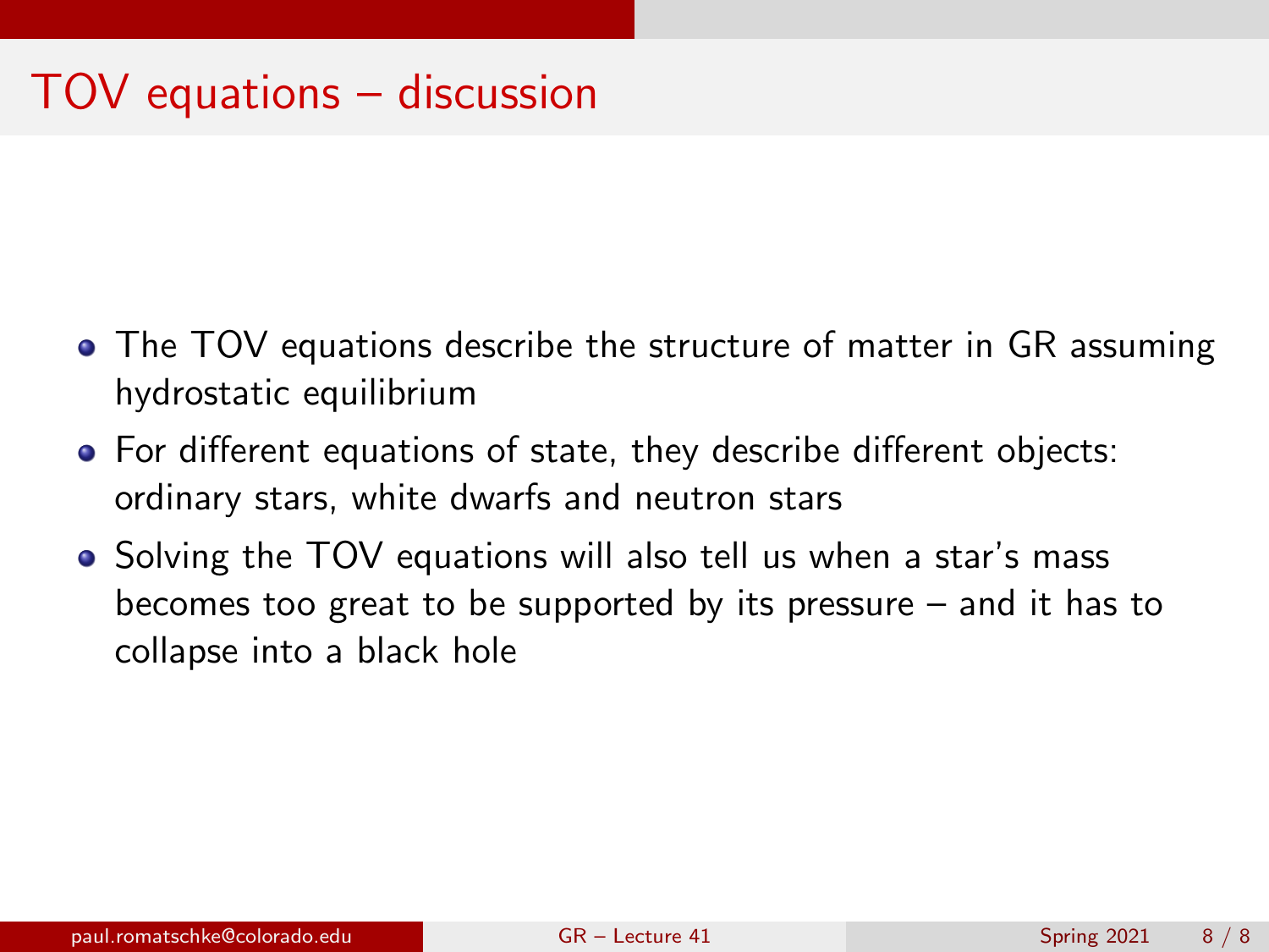# TOV equations – discussion

- The TOV equations describe the structure of matter in GR assuming hydrostatic equilibrium
- For different equations of state, they describe different objects: ordinary stars, white dwarfs and neutron stars
- Solving the TOV equations will also tell us when a star's mass becomes too great to be supported by its pressure – and it has to collapse into a black hole